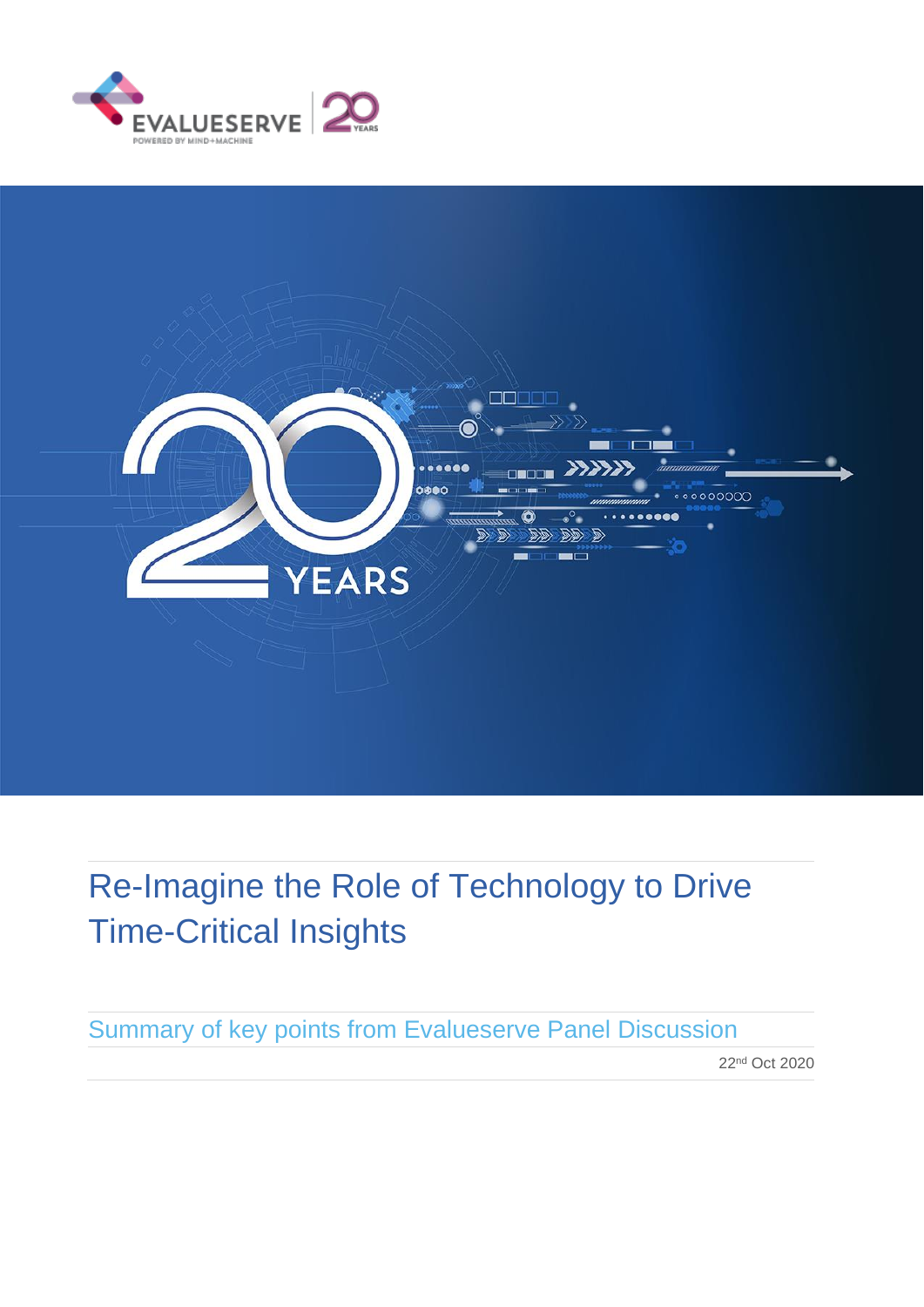# Re-Imagine the Role of Technology to Drive Time-Critical Insights

## Summary of key points from Evalueserve Panel Discussion

22nd Oct 2020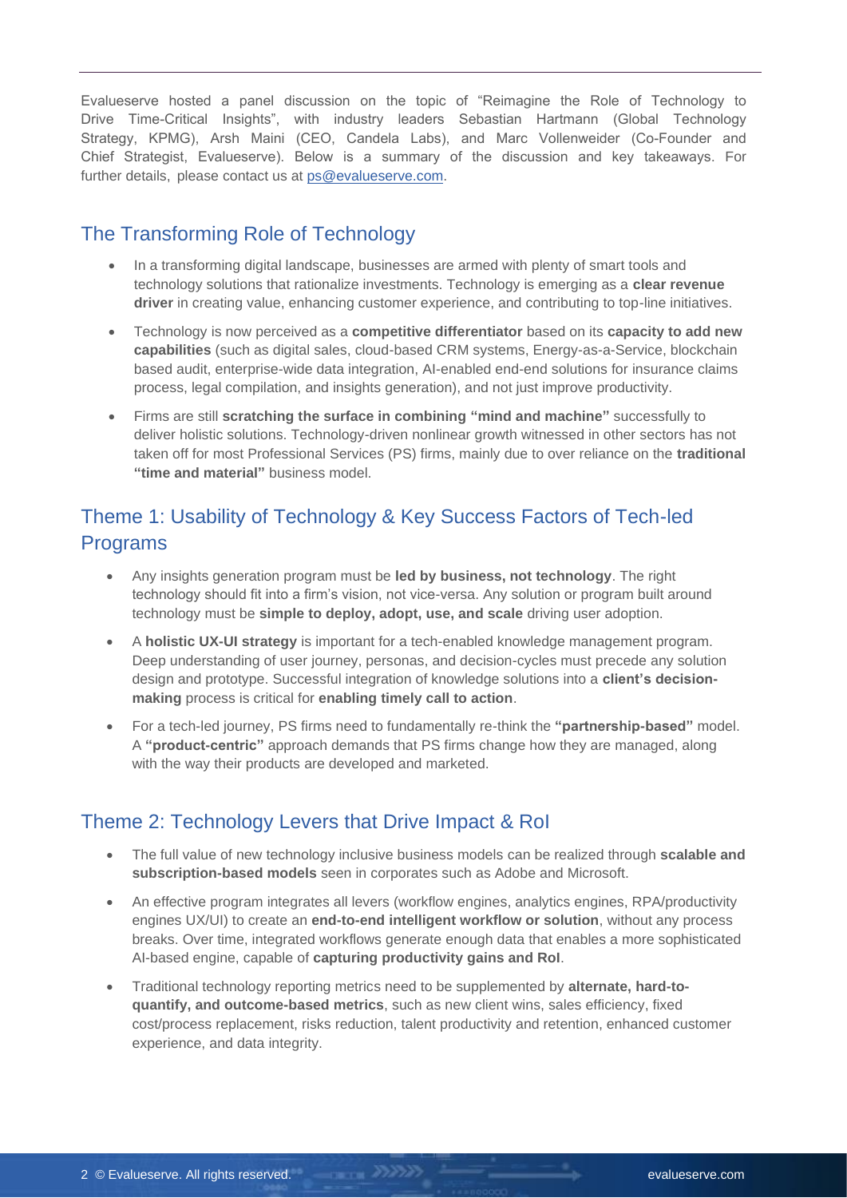Evalueserve hosted a panel discussion on the topic of "Reimagine the Role of Technology to Drive Time-Critical Insights", with industry leaders Sebastian Hartmann (Global Technology Strategy, KPMG), Arsh Maini (CEO, Candela Labs), and Marc Vollenweider (Co-Founder and Chief Strategist, Evalueserve). Below is a summary of the discussion and key takeaways. For further details, please contact us at ps@evalueserve.com.

## The Transforming Role of Technology

- In a transforming digital landscape, businesses are armed with plenty of smart tools and technology solutions that rationalize investments. Technology is emerging as a **clear revenue driver** in creating value, enhancing customer experience, and contributing to top-line initiatives.
- Technology is now perceived as a **competitive differentiator** based on its **capacity to add new capabilities** (such as digital sales, cloud-based CRM systems, Energy-as-a-Service, blockchain based audit, enterprise-wide data integration, AI-enabled end-end solutions for insurance claims process, legal compilation, and insights generation), and not just improve productivity.
- Firms are still **scratching the surface in combining "mind and machine"** successfully to deliver holistic solutions. Technology-driven nonlinear growth witnessed in other sectors has not taken off for most Professional Services (PS) firms, mainly due to over reliance on the **traditional "time and material"** business model.

## Theme 1: Usability of Technology & Key Success Factors of Tech-led Programs

- Any insights generation program must be **led by business, not technology**. The right technology should fit into a firm's vision, not vice-versa. Any solution or program built around technology must be **simple to deploy, adopt, use, and scale** driving user adoption.
- A **holistic UX-UI strategy** is important for a tech-enabled knowledge management program. Deep understanding of user journey, personas, and decision-cycles must precede any solution design and prototype. Successful integration of knowledge solutions into a **client's decision-making** process is critical for **enabling timely call to action**.
- For a tech-led journey, PS firms need to fundamentally re-think the **"partnership-based"** model. A **"product-centric"** approach demands that PS firms change how they are managed, along with the way their products are developed and marketed.

## Theme 2: Technology Levers that Drive Impact & RoI

- The full value of new technology inclusive business models can be realized through **scalable and subscription-based models** seen in corporates such as Adobe and Microsoft.
- An effective program integrates all levers (workflow engines, analytics engines, RPA/productivity engines UX/UI) to create an **end-to-end intelligent workflow or solution**, without any process breaks. Over time, integrated workflows generate enough data that enables a more sophisticated AI-based engine, capable of **capturing productivity gains and RoI**.
- Traditional technology reporting metrics need to be supplemented by **alternate, hard-to-quantify, and outcome-based metrics**, such as new client wins, sales efficiency, fixed cost/process replacement, risks reduction, talent productivity and retention, enhanced customer experience, and data integrity.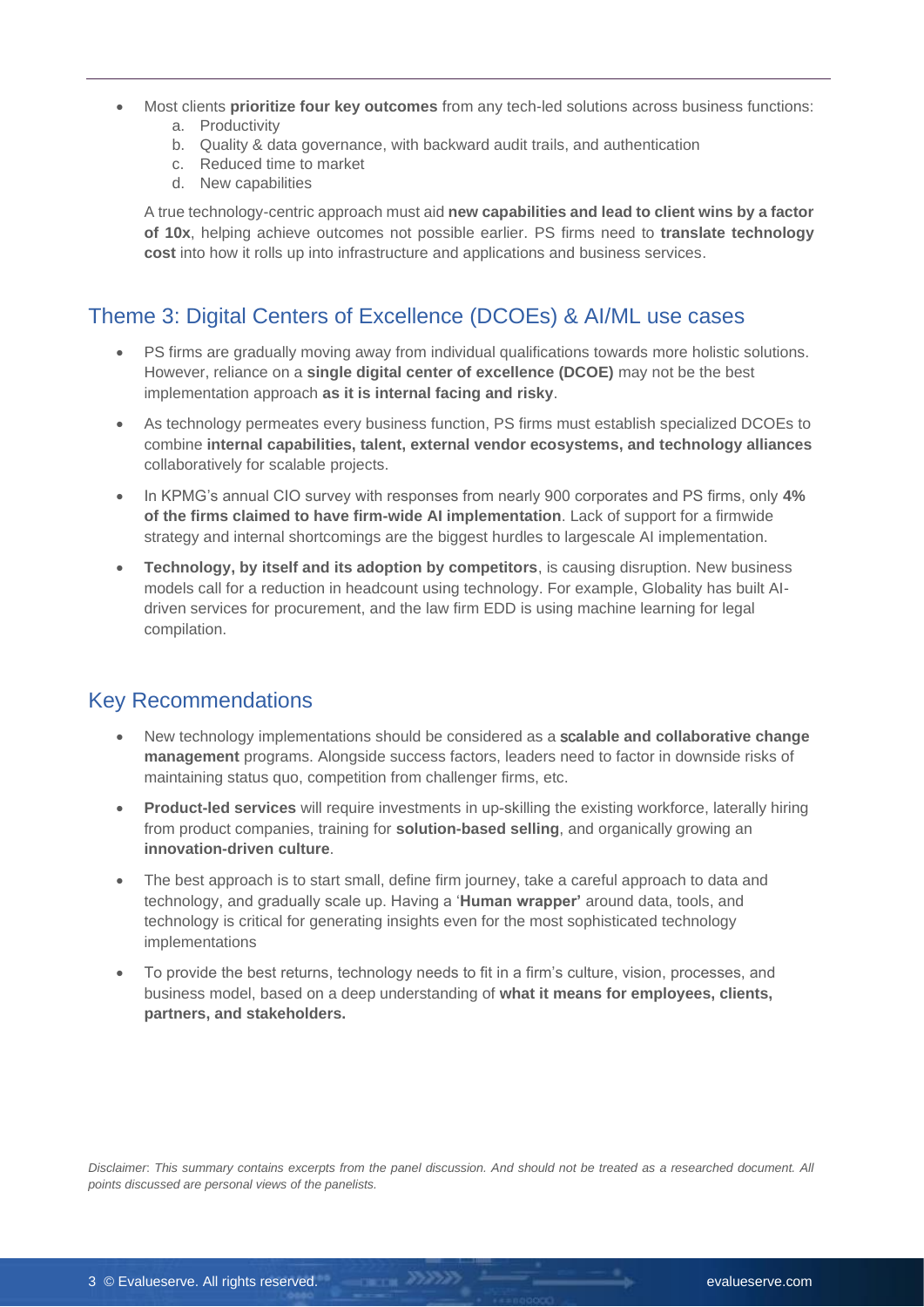- Most clients **prioritize four key outcomes** from any tech-led solutions across business functions:
  a. Productivity
  b. Quality & data governance, with backward audit trails, and authentication
  c. Reduced time to market
  d. New capabilities

  A true technology-centric approach must aid **new capabilities and lead to client wins by a factor of 10x**, helping achieve outcomes not possible earlier. PS firms need to **translate technology cost** into how it rolls up into infrastructure and applications and business services.

## Theme 3: Digital Centers of Excellence (DCOEs) & AI/ML use cases

- PS firms are gradually moving away from individual qualifications towards more holistic solutions. However, reliance on a **single digital center of excellence (DCOE)** may not be the best implementation approach **as it is internal facing and risky**.
- As technology permeates every business function, PS firms must establish specialized DCOEs to combine **internal capabilities, talent, external vendor ecosystems, and technology alliances** collaboratively for scalable projects.
- In KPMG's annual CIO survey with responses from nearly 900 corporates and PS firms, only **4% of the firms claimed to have firm-wide AI implementation**. Lack of support for a firmwide strategy and internal shortcomings are the biggest hurdles to largescale AI implementation.
- **Technology, by itself and its adoption by competitors**, is causing disruption. New business models call for a reduction in headcount using technology. For example, Globality has built AI-driven services for procurement, and the law firm EDD is using machine learning for legal compilation.

## Key Recommendations

- New technology implementations should be considered as a **scalable and collaborative change management** programs. Alongside success factors, leaders need to factor in downside risks of maintaining status quo, competition from challenger firms, etc.
- **Product-led services** will require investments in up-skilling the existing workforce, laterally hiring from product companies, training for **solution-based selling**, and organically growing an **innovation-driven culture**.
- The best approach is to start small, define firm journey, take a careful approach to data and technology, and gradually scale up. Having a '**Human wrapper'** around data, tools, and technology is critical for generating insights even for the most sophisticated technology implementations
- To provide the best returns, technology needs to fit in a firm's culture, vision, processes, and business model, based on a deep understanding of **what it means for employees, clients, partners, and stakeholders.**

*Disclaimer: This summary contains excerpts from the panel discussion. And should not be treated as a researched document. All points discussed are personal views of the panelists.*